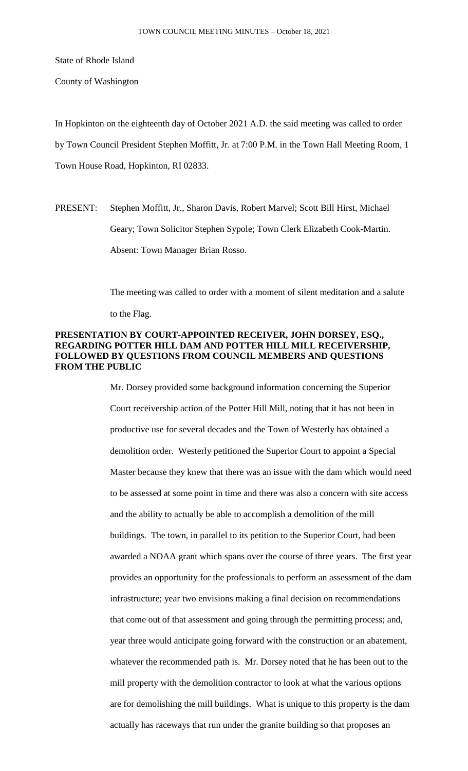State of Rhode Island

County of Washington

In Hopkinton on the eighteenth day of October 2021 A.D. the said meeting was called to order by Town Council President Stephen Moffitt, Jr. at 7:00 P.M. in the Town Hall Meeting Room, 1 Town House Road, Hopkinton, RI 02833.

PRESENT: Stephen Moffitt, Jr., Sharon Davis, Robert Marvel; Scott Bill Hirst, Michael Geary; Town Solicitor Stephen Sypole; Town Clerk Elizabeth Cook-Martin. Absent: Town Manager Brian Rosso.

The meeting was called to order with a moment of silent meditation and a salute to the Flag.

**PRESENTATION BY COURT-APPOINTED RECEIVER, JOHN DORSEY, ESQ., REGARDING POTTER HILL DAM AND POTTER HILL MILL RECEIVERSHIP, FOLLOWED BY QUESTIONS FROM COUNCIL MEMBERS AND QUESTIONS FROM THE PUBLIC**

Mr. Dorsey provided some background information concerning the Superior Court receivership action of the Potter Hill Mill, noting that it has not been in productive use for several decades and the Town of Westerly has obtained a demolition order. Westerly petitioned the Superior Court to appoint a Special Master because they knew that there was an issue with the dam which would need to be assessed at some point in time and there was also a concern with site access and the ability to actually be able to accomplish a demolition of the mill buildings. The town, in parallel to its petition to the Superior Court, had been awarded a NOAA grant which spans over the course of three years. The first year provides an opportunity for the professionals to perform an assessment of the dam infrastructure; year two envisions making a final decision on recommendations that come out of that assessment and going through the permitting process; and, year three would anticipate going forward with the construction or an abatement, whatever the recommended path is. Mr. Dorsey noted that he has been out to the mill property with the demolition contractor to look at what the various options are for demolishing the mill buildings. What is unique to this property is the dam actually has raceways that run under the granite building so that proposes an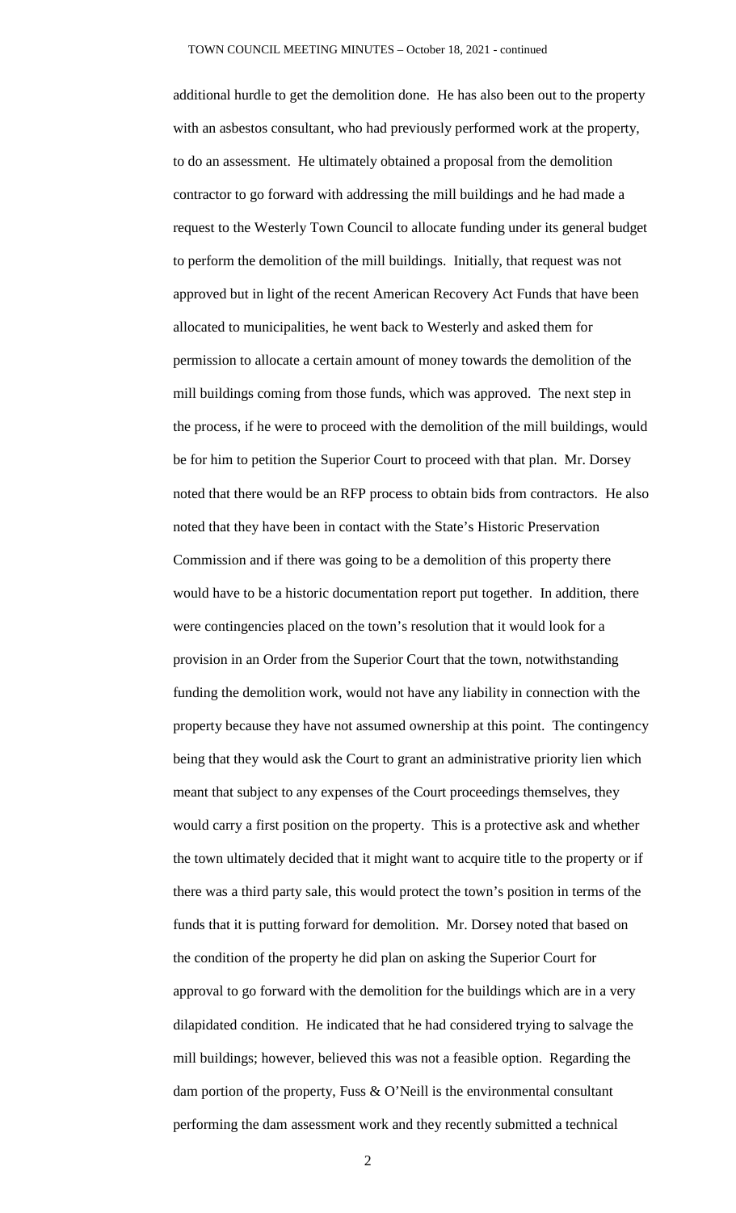additional hurdle to get the demolition done. He has also been out to the property with an asbestos consultant, who had previously performed work at the property, to do an assessment. He ultimately obtained a proposal from the demolition contractor to go forward with addressing the mill buildings and he had made a request to the Westerly Town Council to allocate funding under its general budget to perform the demolition of the mill buildings. Initially, that request was not approved but in light of the recent American Recovery Act Funds that have been allocated to municipalities, he went back to Westerly and asked them for permission to allocate a certain amount of money towards the demolition of the mill buildings coming from those funds, which was approved. The next step in the process, if he were to proceed with the demolition of the mill buildings, would be for him to petition the Superior Court to proceed with that plan. Mr. Dorsey noted that there would be an RFP process to obtain bids from contractors. He also noted that they have been in contact with the State's Historic Preservation Commission and if there was going to be a demolition of this property there would have to be a historic documentation report put together. In addition, there were contingencies placed on the town's resolution that it would look for a provision in an Order from the Superior Court that the town, notwithstanding funding the demolition work, would not have any liability in connection with the property because they have not assumed ownership at this point. The contingency being that they would ask the Court to grant an administrative priority lien which meant that subject to any expenses of the Court proceedings themselves, they would carry a first position on the property. This is a protective ask and whether the town ultimately decided that it might want to acquire title to the property or if there was a third party sale, this would protect the town's position in terms of the funds that it is putting forward for demolition. Mr. Dorsey noted that based on the condition of the property he did plan on asking the Superior Court for approval to go forward with the demolition for the buildings which are in a very dilapidated condition. He indicated that he had considered trying to salvage the mill buildings; however, believed this was not a feasible option. Regarding the dam portion of the property, Fuss & O'Neill is the environmental consultant performing the dam assessment work and they recently submitted a technical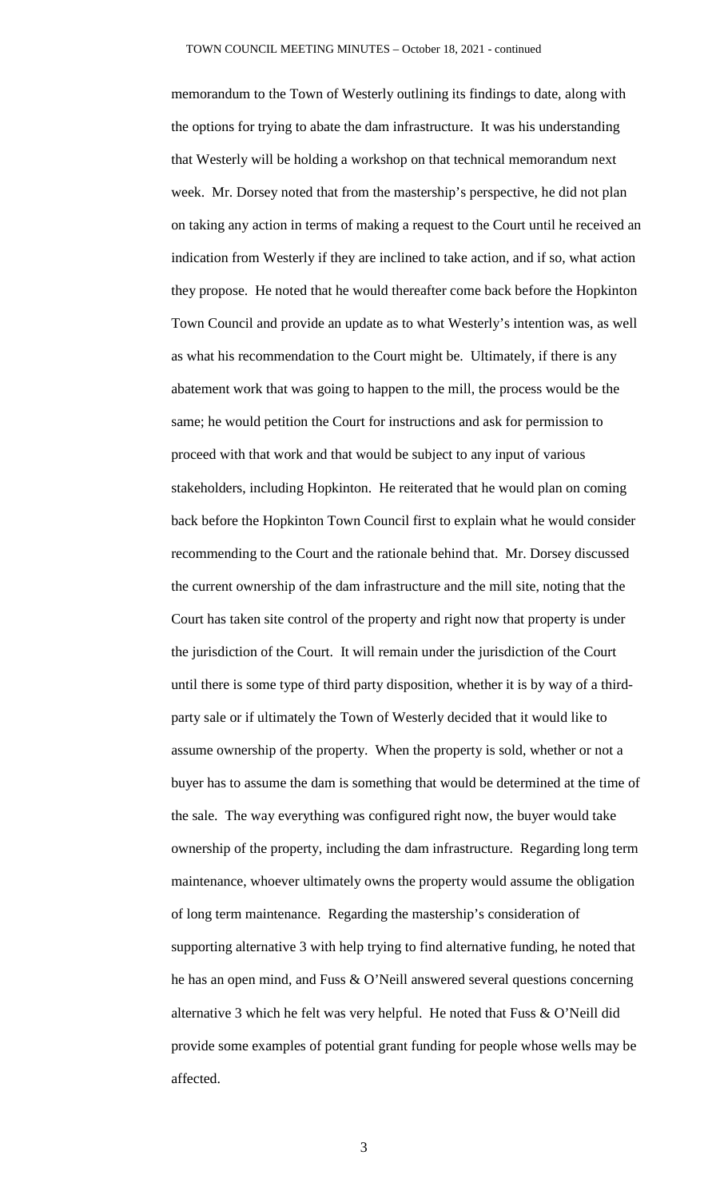memorandum to the Town of Westerly outlining its findings to date, along with the options for trying to abate the dam infrastructure. It was his understanding that Westerly will be holding a workshop on that technical memorandum next week. Mr. Dorsey noted that from the mastership's perspective, he did not plan on taking any action in terms of making a request to the Court until he received an indication from Westerly if they are inclined to take action, and if so, what action they propose. He noted that he would thereafter come back before the Hopkinton Town Council and provide an update as to what Westerly's intention was, as well as what his recommendation to the Court might be. Ultimately, if there is any abatement work that was going to happen to the mill, the process would be the same; he would petition the Court for instructions and ask for permission to proceed with that work and that would be subject to any input of various stakeholders, including Hopkinton. He reiterated that he would plan on coming back before the Hopkinton Town Council first to explain what he would consider recommending to the Court and the rationale behind that. Mr. Dorsey discussed the current ownership of the dam infrastructure and the mill site, noting that the Court has taken site control of the property and right now that property is under the jurisdiction of the Court. It will remain under the jurisdiction of the Court until there is some type of third party disposition, whether it is by way of a third-party sale or if ultimately the Town of Westerly decided that it would like to assume ownership of the property. When the property is sold, whether or not a buyer has to assume the dam is something that would be determined at the time of the sale. The way everything was configured right now, the buyer would take ownership of the property, including the dam infrastructure. Regarding long term maintenance, whoever ultimately owns the property would assume the obligation of long term maintenance. Regarding the mastership's consideration of supporting alternative 3 with help trying to find alternative funding, he noted that he has an open mind, and Fuss & O'Neill answered several questions concerning alternative 3 which he felt was very helpful. He noted that Fuss & O'Neill did provide some examples of potential grant funding for people whose wells may be affected.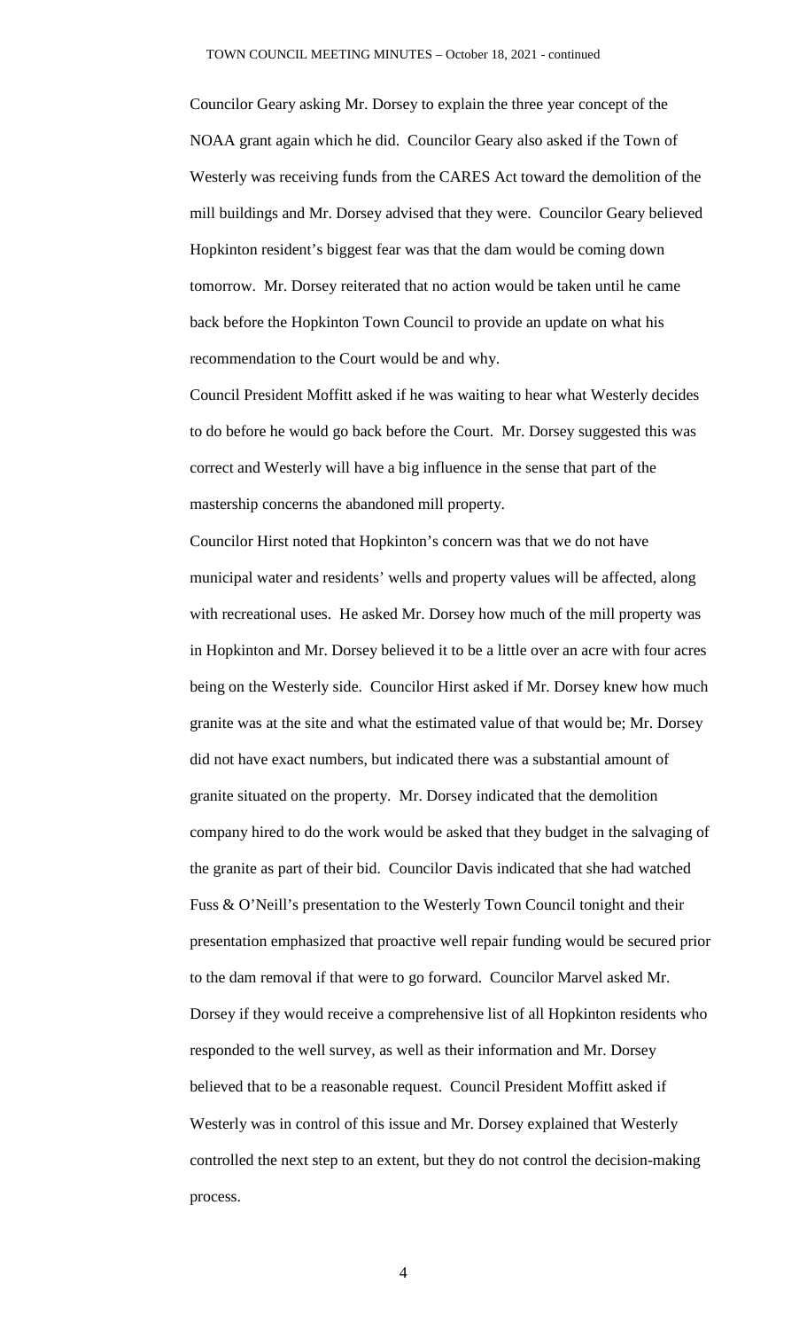Councilor Geary asking Mr. Dorsey to explain the three year concept of the NOAA grant again which he did. Councilor Geary also asked if the Town of Westerly was receiving funds from the CARES Act toward the demolition of the mill buildings and Mr. Dorsey advised that they were. Councilor Geary believed Hopkinton resident's biggest fear was that the dam would be coming down tomorrow. Mr. Dorsey reiterated that no action would be taken until he came back before the Hopkinton Town Council to provide an update on what his recommendation to the Court would be and why.

Council President Moffitt asked if he was waiting to hear what Westerly decides to do before he would go back before the Court. Mr. Dorsey suggested this was correct and Westerly will have a big influence in the sense that part of the mastership concerns the abandoned mill property.

Councilor Hirst noted that Hopkinton's concern was that we do not have municipal water and residents' wells and property values will be affected, along with recreational uses. He asked Mr. Dorsey how much of the mill property was in Hopkinton and Mr. Dorsey believed it to be a little over an acre with four acres being on the Westerly side. Councilor Hirst asked if Mr. Dorsey knew how much granite was at the site and what the estimated value of that would be; Mr. Dorsey did not have exact numbers, but indicated there was a substantial amount of granite situated on the property. Mr. Dorsey indicated that the demolition company hired to do the work would be asked that they budget in the salvaging of the granite as part of their bid. Councilor Davis indicated that she had watched Fuss & O'Neill's presentation to the Westerly Town Council tonight and their presentation emphasized that proactive well repair funding would be secured prior to the dam removal if that were to go forward. Councilor Marvel asked Mr. Dorsey if they would receive a comprehensive list of all Hopkinton residents who responded to the well survey, as well as their information and Mr. Dorsey believed that to be a reasonable request. Council President Moffitt asked if Westerly was in control of this issue and Mr. Dorsey explained that Westerly controlled the next step to an extent, but they do not control the decision-making process.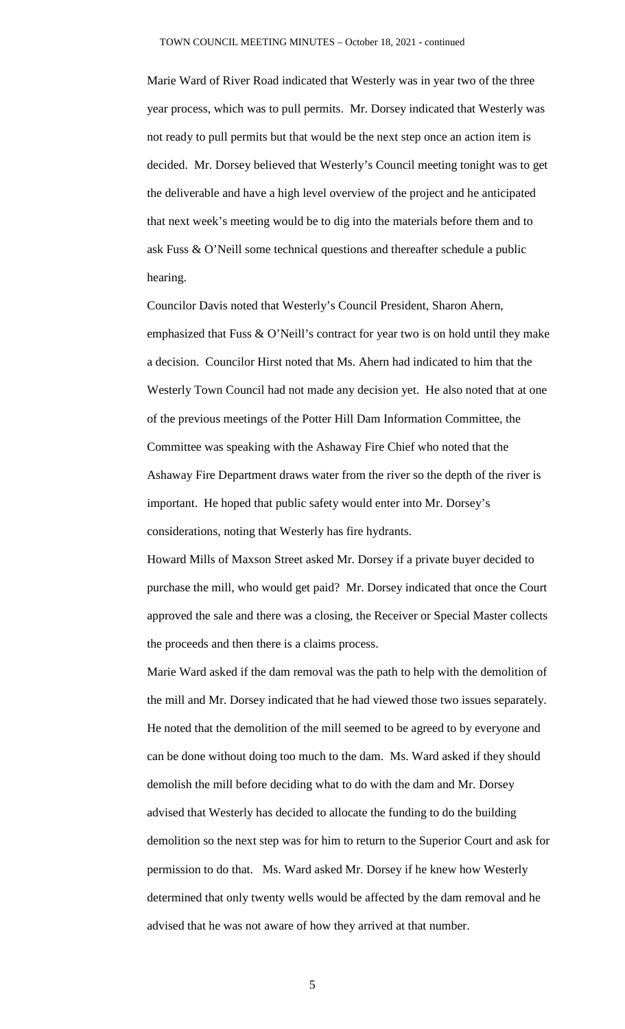Marie Ward of River Road indicated that Westerly was in year two of the three year process, which was to pull permits. Mr. Dorsey indicated that Westerly was not ready to pull permits but that would be the next step once an action item is decided. Mr. Dorsey believed that Westerly's Council meeting tonight was to get the deliverable and have a high level overview of the project and he anticipated that next week's meeting would be to dig into the materials before them and to ask Fuss & O'Neill some technical questions and thereafter schedule a public hearing.

Councilor Davis noted that Westerly's Council President, Sharon Ahern, emphasized that Fuss & O'Neill's contract for year two is on hold until they make a decision. Councilor Hirst noted that Ms. Ahern had indicated to him that the Westerly Town Council had not made any decision yet. He also noted that at one of the previous meetings of the Potter Hill Dam Information Committee, the Committee was speaking with the Ashaway Fire Chief who noted that the Ashaway Fire Department draws water from the river so the depth of the river is important. He hoped that public safety would enter into Mr. Dorsey's considerations, noting that Westerly has fire hydrants.

Howard Mills of Maxson Street asked Mr. Dorsey if a private buyer decided to purchase the mill, who would get paid? Mr. Dorsey indicated that once the Court approved the sale and there was a closing, the Receiver or Special Master collects the proceeds and then there is a claims process.

Marie Ward asked if the dam removal was the path to help with the demolition of the mill and Mr. Dorsey indicated that he had viewed those two issues separately. He noted that the demolition of the mill seemed to be agreed to by everyone and can be done without doing too much to the dam. Ms. Ward asked if they should demolish the mill before deciding what to do with the dam and Mr. Dorsey advised that Westerly has decided to allocate the funding to do the building demolition so the next step was for him to return to the Superior Court and ask for permission to do that. Ms. Ward asked Mr. Dorsey if he knew how Westerly determined that only twenty wells would be affected by the dam removal and he advised that he was not aware of how they arrived at that number.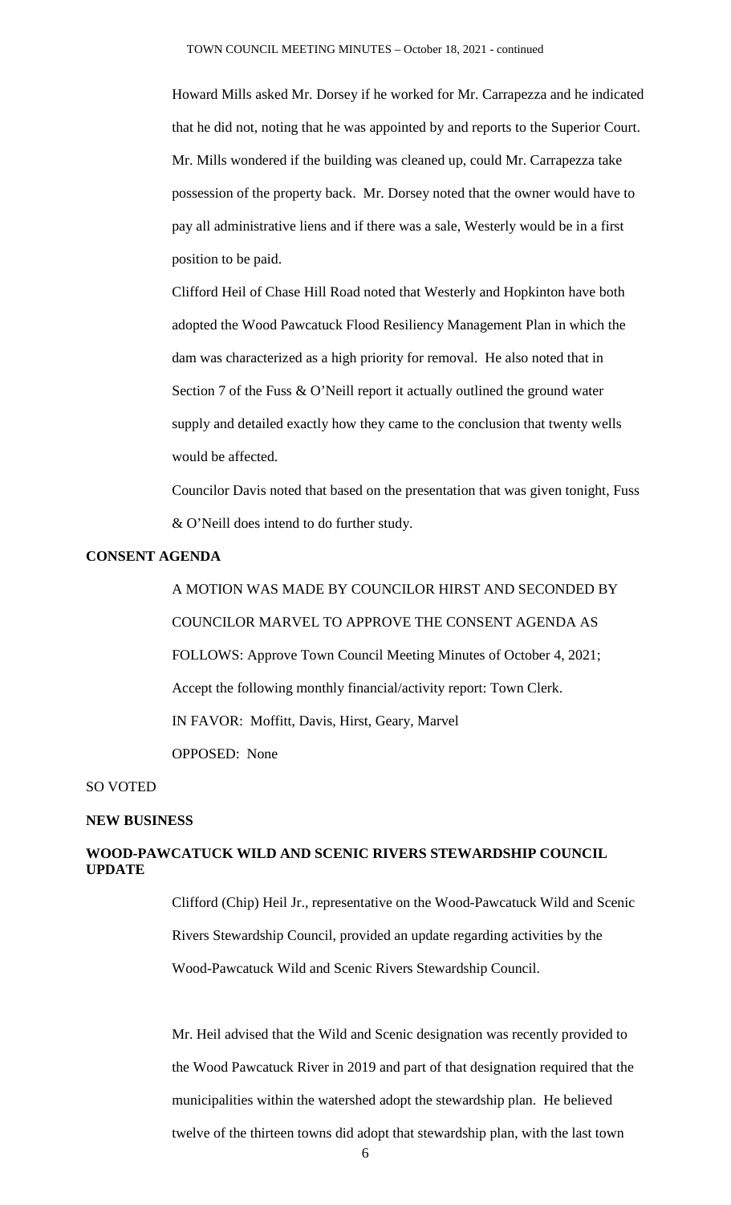Howard Mills asked Mr. Dorsey if he worked for Mr. Carrapezza and he indicated that he did not, noting that he was appointed by and reports to the Superior Court. Mr. Mills wondered if the building was cleaned up, could Mr. Carrapezza take possession of the property back. Mr. Dorsey noted that the owner would have to pay all administrative liens and if there was a sale, Westerly would be in a first position to be paid.

Clifford Heil of Chase Hill Road noted that Westerly and Hopkinton have both adopted the Wood Pawcatuck Flood Resiliency Management Plan in which the dam was characterized as a high priority for removal. He also noted that in Section 7 of the Fuss & O'Neill report it actually outlined the ground water supply and detailed exactly how they came to the conclusion that twenty wells would be affected.

Councilor Davis noted that based on the presentation that was given tonight, Fuss & O'Neill does intend to do further study.

**CONSENT AGENDA**

A MOTION WAS MADE BY COUNCILOR HIRST AND SECONDED BY COUNCILOR MARVEL TO APPROVE THE CONSENT AGENDA AS FOLLOWS: Approve Town Council Meeting Minutes of October 4, 2021; Accept the following monthly financial/activity report: Town Clerk.

IN FAVOR: Moffitt, Davis, Hirst, Geary, Marvel

OPPOSED: None

SO VOTED

**NEW BUSINESS**

**WOOD-PAWCATUCK WILD AND SCENIC RIVERS STEWARDSHIP COUNCIL UPDATE**

Clifford (Chip) Heil Jr., representative on the Wood-Pawcatuck Wild and Scenic Rivers Stewardship Council, provided an update regarding activities by the Wood-Pawcatuck Wild and Scenic Rivers Stewardship Council.

Mr. Heil advised that the Wild and Scenic designation was recently provided to the Wood Pawcatuck River in 2019 and part of that designation required that the municipalities within the watershed adopt the stewardship plan. He believed twelve of the thirteen towns did adopt that stewardship plan, with the last town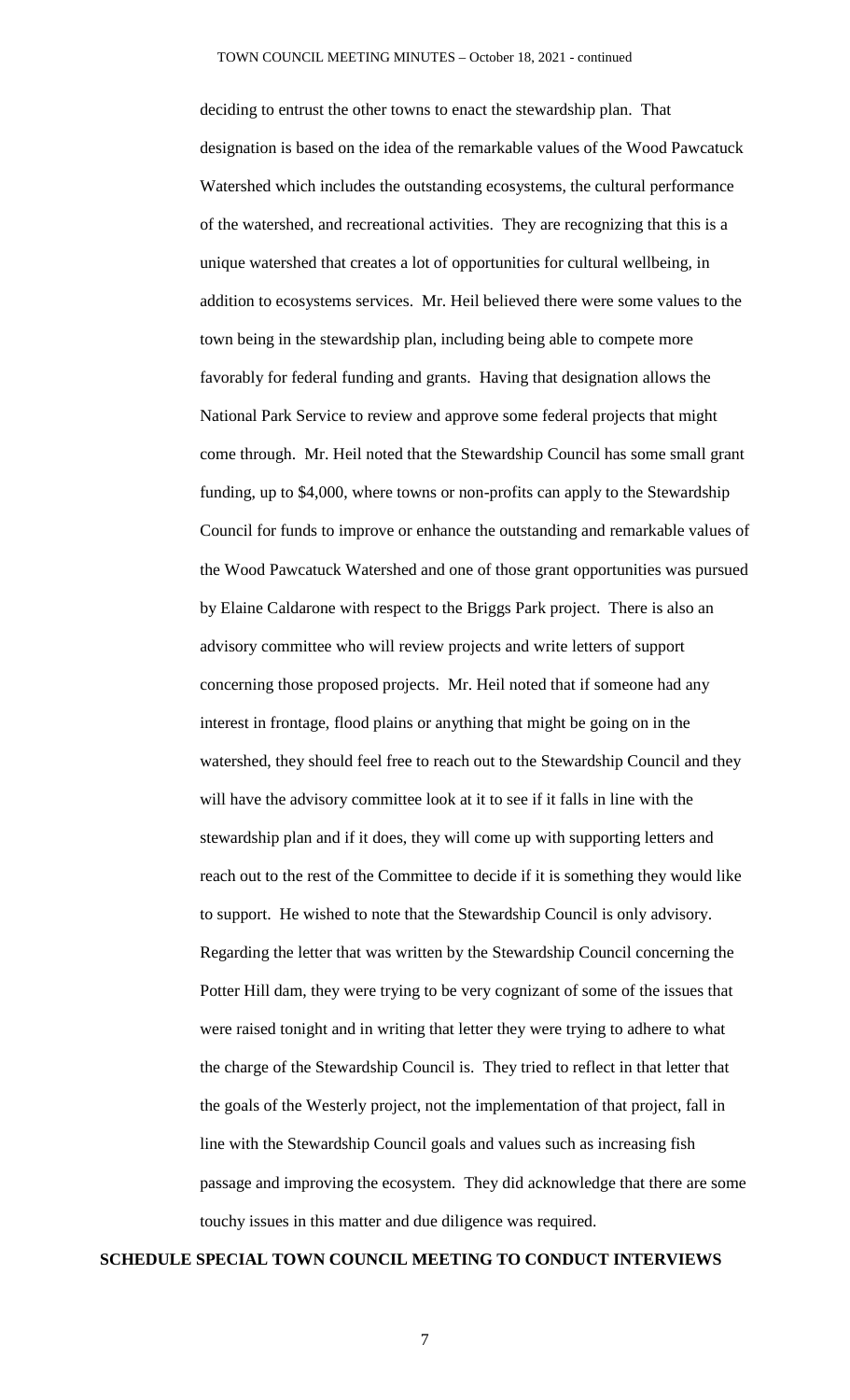deciding to entrust the other towns to enact the stewardship plan. That designation is based on the idea of the remarkable values of the Wood Pawcatuck Watershed which includes the outstanding ecosystems, the cultural performance of the watershed, and recreational activities. They are recognizing that this is a unique watershed that creates a lot of opportunities for cultural wellbeing, in addition to ecosystems services. Mr. Heil believed there were some values to the town being in the stewardship plan, including being able to compete more favorably for federal funding and grants. Having that designation allows the National Park Service to review and approve some federal projects that might come through. Mr. Heil noted that the Stewardship Council has some small grant funding, up to $4,000, where towns or non-profits can apply to the Stewardship Council for funds to improve or enhance the outstanding and remarkable values of the Wood Pawcatuck Watershed and one of those grant opportunities was pursued by Elaine Caldarone with respect to the Briggs Park project. There is also an advisory committee who will review projects and write letters of support concerning those proposed projects. Mr. Heil noted that if someone had any interest in frontage, flood plains or anything that might be going on in the watershed, they should feel free to reach out to the Stewardship Council and they will have the advisory committee look at it to see if it falls in line with the stewardship plan and if it does, they will come up with supporting letters and reach out to the rest of the Committee to decide if it is something they would like to support. He wished to note that the Stewardship Council is only advisory. Regarding the letter that was written by the Stewardship Council concerning the Potter Hill dam, they were trying to be very cognizant of some of the issues that were raised tonight and in writing that letter they were trying to adhere to what the charge of the Stewardship Council is. They tried to reflect in that letter that the goals of the Westerly project, not the implementation of that project, fall in line with the Stewardship Council goals and values such as increasing fish passage and improving the ecosystem. They did acknowledge that there are some touchy issues in this matter and due diligence was required.

**SCHEDULE SPECIAL TOWN COUNCIL MEETING TO CONDUCT INTERVIEWS**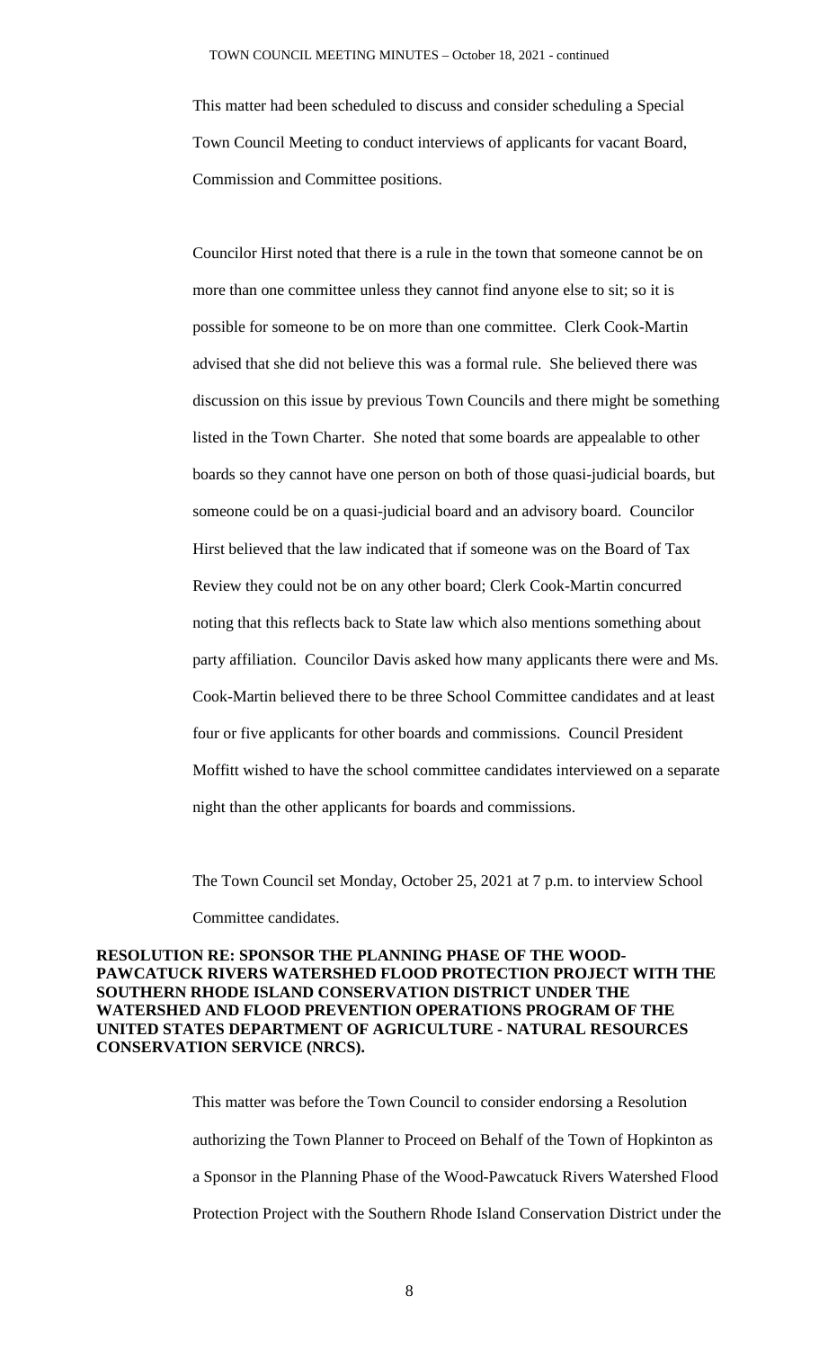This matter had been scheduled to discuss and consider scheduling a Special Town Council Meeting to conduct interviews of applicants for vacant Board, Commission and Committee positions.

Councilor Hirst noted that there is a rule in the town that someone cannot be on more than one committee unless they cannot find anyone else to sit; so it is possible for someone to be on more than one committee. Clerk Cook-Martin advised that she did not believe this was a formal rule. She believed there was discussion on this issue by previous Town Councils and there might be something listed in the Town Charter. She noted that some boards are appealable to other boards so they cannot have one person on both of those quasi-judicial boards, but someone could be on a quasi-judicial board and an advisory board. Councilor Hirst believed that the law indicated that if someone was on the Board of Tax Review they could not be on any other board; Clerk Cook-Martin concurred noting that this reflects back to State law which also mentions something about party affiliation. Councilor Davis asked how many applicants there were and Ms. Cook-Martin believed there to be three School Committee candidates and at least four or five applicants for other boards and commissions. Council President Moffitt wished to have the school committee candidates interviewed on a separate night than the other applicants for boards and commissions.

The Town Council set Monday, October 25, 2021 at 7 p.m. to interview School Committee candidates.

**RESOLUTION RE: SPONSOR THE PLANNING PHASE OF THE WOOD-PAWCATUCK RIVERS WATERSHED FLOOD PROTECTION PROJECT WITH THE SOUTHERN RHODE ISLAND CONSERVATION DISTRICT UNDER THE WATERSHED AND FLOOD PREVENTION OPERATIONS PROGRAM OF THE UNITED STATES DEPARTMENT OF AGRICULTURE - NATURAL RESOURCES CONSERVATION SERVICE (NRCS).**

This matter was before the Town Council to consider endorsing a Resolution authorizing the Town Planner to Proceed on Behalf of the Town of Hopkinton as a Sponsor in the Planning Phase of the Wood-Pawcatuck Rivers Watershed Flood Protection Project with the Southern Rhode Island Conservation District under the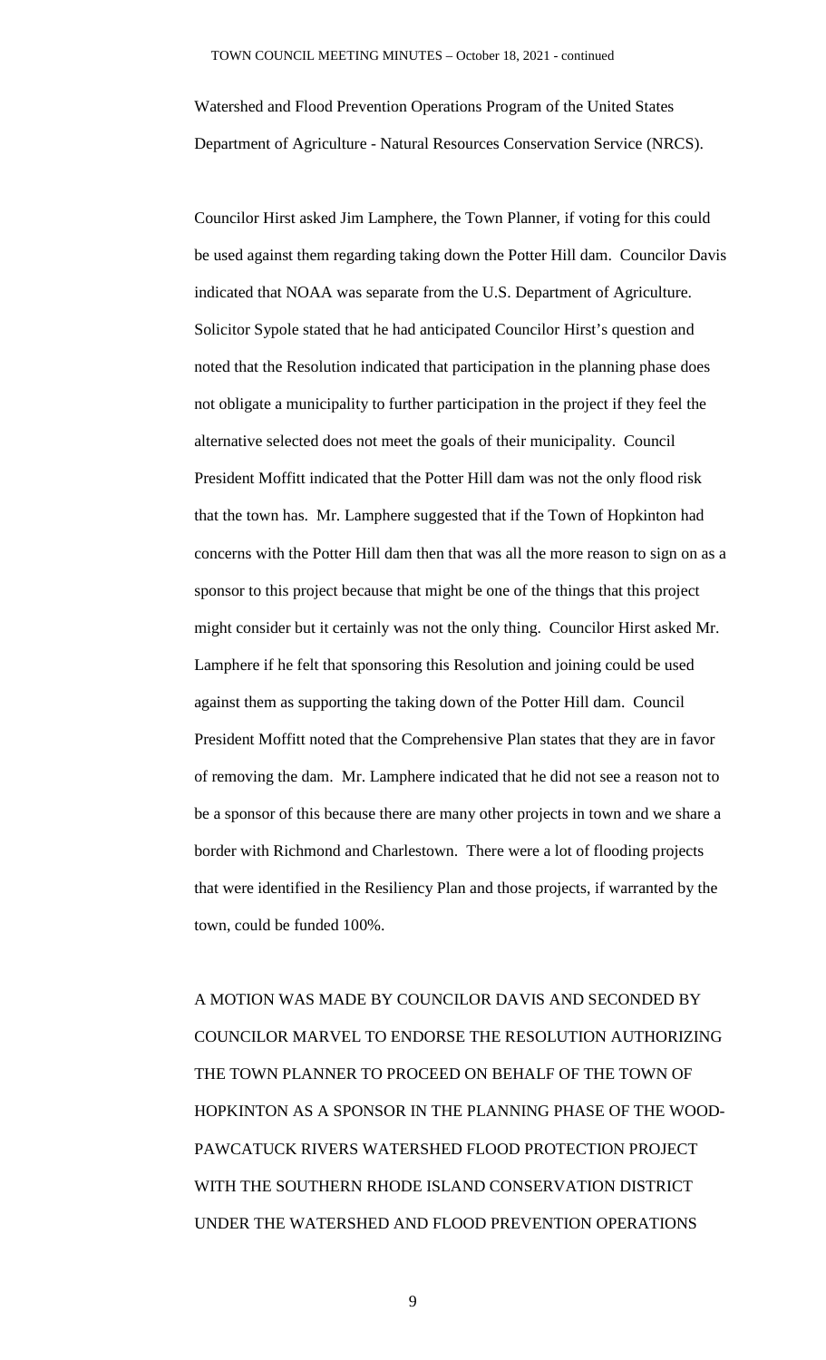Watershed and Flood Prevention Operations Program of the United States Department of Agriculture - Natural Resources Conservation Service (NRCS).

Councilor Hirst asked Jim Lamphere, the Town Planner, if voting for this could be used against them regarding taking down the Potter Hill dam. Councilor Davis indicated that NOAA was separate from the U.S. Department of Agriculture. Solicitor Sypole stated that he had anticipated Councilor Hirst's question and noted that the Resolution indicated that participation in the planning phase does not obligate a municipality to further participation in the project if they feel the alternative selected does not meet the goals of their municipality. Council President Moffitt indicated that the Potter Hill dam was not the only flood risk that the town has. Mr. Lamphere suggested that if the Town of Hopkinton had concerns with the Potter Hill dam then that was all the more reason to sign on as a sponsor to this project because that might be one of the things that this project might consider but it certainly was not the only thing. Councilor Hirst asked Mr. Lamphere if he felt that sponsoring this Resolution and joining could be used against them as supporting the taking down of the Potter Hill dam. Council President Moffitt noted that the Comprehensive Plan states that they are in favor of removing the dam. Mr. Lamphere indicated that he did not see a reason not to be a sponsor of this because there are many other projects in town and we share a border with Richmond and Charlestown. There were a lot of flooding projects that were identified in the Resiliency Plan and those projects, if warranted by the town, could be funded 100%.

A MOTION WAS MADE BY COUNCILOR DAVIS AND SECONDED BY COUNCILOR MARVEL TO ENDORSE THE RESOLUTION AUTHORIZING THE TOWN PLANNER TO PROCEED ON BEHALF OF THE TOWN OF HOPKINTON AS A SPONSOR IN THE PLANNING PHASE OF THE WOOD-PAWCATUCK RIVERS WATERSHED FLOOD PROTECTION PROJECT WITH THE SOUTHERN RHODE ISLAND CONSERVATION DISTRICT UNDER THE WATERSHED AND FLOOD PREVENTION OPERATIONS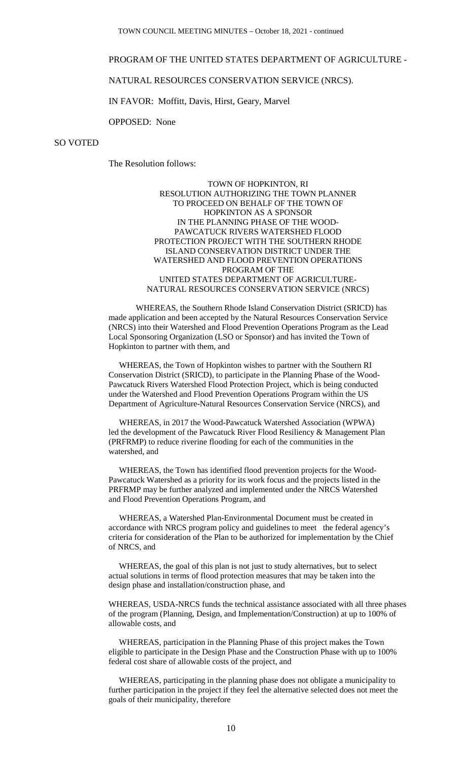PROGRAM OF THE UNITED STATES DEPARTMENT OF AGRICULTURE -

NATURAL RESOURCES CONSERVATION SERVICE (NRCS).

IN FAVOR: Moffitt, Davis, Hirst, Geary, Marvel

OPPOSED: None

SO VOTED

The Resolution follows:

TOWN OF HOPKINTON, RI
RESOLUTION AUTHORIZING THE TOWN PLANNER TO PROCEED ON BEHALF OF THE TOWN OF HOPKINTON AS A SPONSOR IN THE PLANNING PHASE OF THE WOOD-PAWCATUCK RIVERS WATERSHED FLOOD PROTECTION PROJECT WITH THE SOUTHERN RHODE ISLAND CONSERVATION DISTRICT UNDER THE WATERSHED AND FLOOD PREVENTION OPERATIONS PROGRAM OF THE UNITED STATES DEPARTMENT OF AGRICULTURE-NATURAL RESOURCES CONSERVATION SERVICE (NRCS)

WHEREAS, the Southern Rhode Island Conservation District (SRICD) has made application and been accepted by the Natural Resources Conservation Service (NRCS) into their Watershed and Flood Prevention Operations Program as the Lead Local Sponsoring Organization (LSO or Sponsor) and has invited the Town of Hopkinton to partner with them, and

WHEREAS, the Town of Hopkinton wishes to partner with the Southern RI Conservation District (SRICD), to participate in the Planning Phase of the Wood-Pawcatuck Rivers Watershed Flood Protection Project, which is being conducted under the Watershed and Flood Prevention Operations Program within the US Department of Agriculture-Natural Resources Conservation Service (NRCS), and

WHEREAS, in 2017 the Wood-Pawcatuck Watershed Association (WPWA) led the development of the Pawcatuck River Flood Resiliency & Management Plan (PRFRMP) to reduce riverine flooding for each of the communities in the watershed, and

WHEREAS, the Town has identified flood prevention projects for the Wood-Pawcatuck Watershed as a priority for its work focus and the projects listed in the PRFRMP may be further analyzed and implemented under the NRCS Watershed and Flood Prevention Operations Program, and

WHEREAS, a Watershed Plan-Environmental Document must be created in accordance with NRCS program policy and guidelines to meet the federal agency's criteria for consideration of the Plan to be authorized for implementation by the Chief of NRCS, and

WHEREAS, the goal of this plan is not just to study alternatives, but to select actual solutions in terms of flood protection measures that may be taken into the design phase and installation/construction phase, and

WHEREAS, USDA-NRCS funds the technical assistance associated with all three phases of the program (Planning, Design, and Implementation/Construction) at up to 100% of allowable costs, and

WHEREAS, participation in the Planning Phase of this project makes the Town eligible to participate in the Design Phase and the Construction Phase with up to 100% federal cost share of allowable costs of the project, and

WHEREAS, participating in the planning phase does not obligate a municipality to further participation in the project if they feel the alternative selected does not meet the goals of their municipality, therefore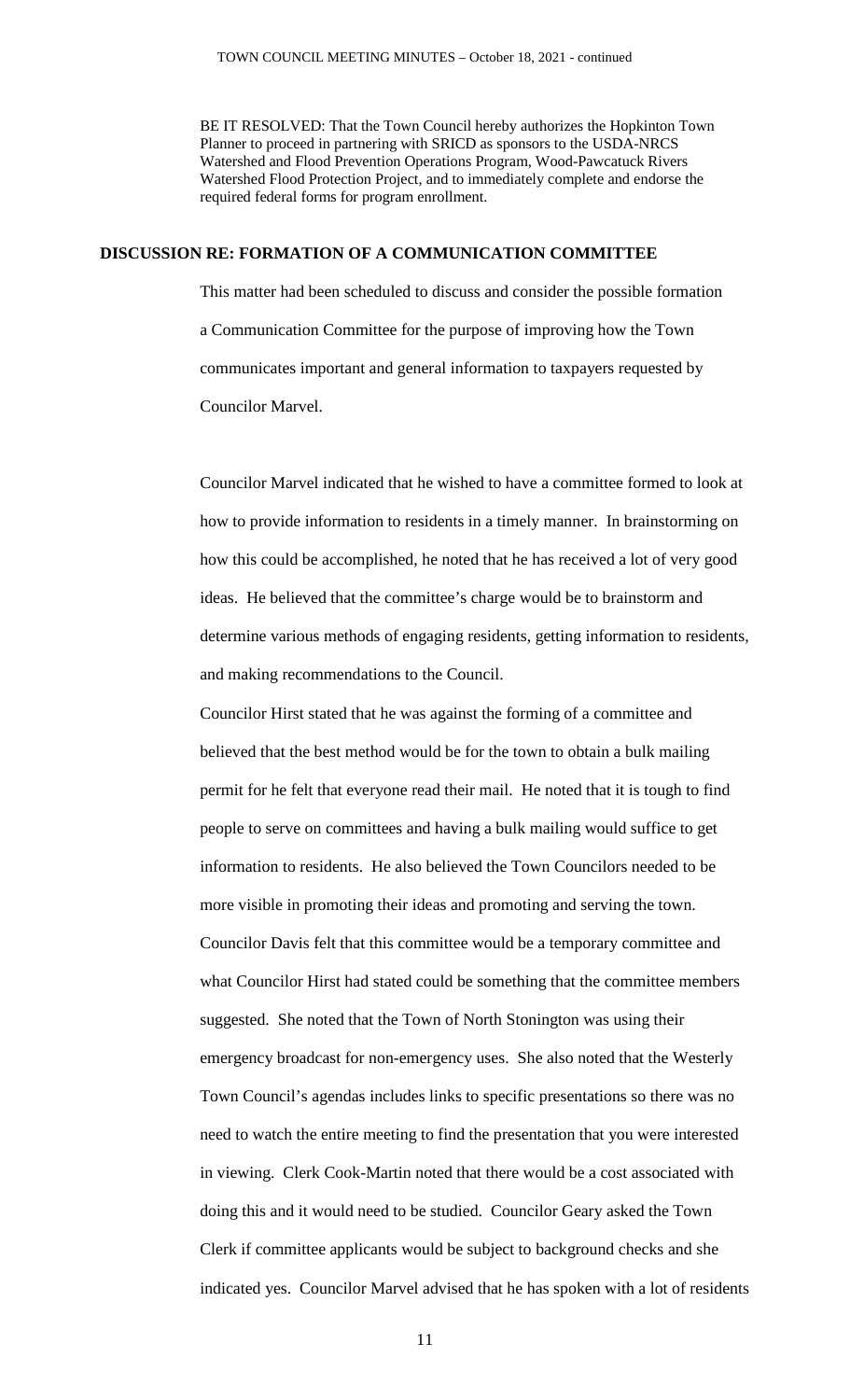BE IT RESOLVED: That the Town Council hereby authorizes the Hopkinton Town Planner to proceed in partnering with SRICD as sponsors to the USDA-NRCS Watershed and Flood Prevention Operations Program, Wood-Pawcatuck Rivers Watershed Flood Protection Project, and to immediately complete and endorse the required federal forms for program enrollment.

## DISCUSSION RE: FORMATION OF A COMMUNICATION COMMITTEE

This matter had been scheduled to discuss and consider the possible formation a Communication Committee for the purpose of improving how the Town communicates important and general information to taxpayers requested by Councilor Marvel.

Councilor Marvel indicated that he wished to have a committee formed to look at how to provide information to residents in a timely manner. In brainstorming on how this could be accomplished, he noted that he has received a lot of very good ideas. He believed that the committee's charge would be to brainstorm and determine various methods of engaging residents, getting information to residents, and making recommendations to the Council.

Councilor Hirst stated that he was against the forming of a committee and believed that the best method would be for the town to obtain a bulk mailing permit for he felt that everyone read their mail. He noted that it is tough to find people to serve on committees and having a bulk mailing would suffice to get information to residents. He also believed the Town Councilors needed to be more visible in promoting their ideas and promoting and serving the town. Councilor Davis felt that this committee would be a temporary committee and what Councilor Hirst had stated could be something that the committee members suggested. She noted that the Town of North Stonington was using their emergency broadcast for non-emergency uses. She also noted that the Westerly Town Council's agendas includes links to specific presentations so there was no need to watch the entire meeting to find the presentation that you were interested in viewing. Clerk Cook-Martin noted that there would be a cost associated with doing this and it would need to be studied. Councilor Geary asked the Town Clerk if committee applicants would be subject to background checks and she indicated yes. Councilor Marvel advised that he has spoken with a lot of residents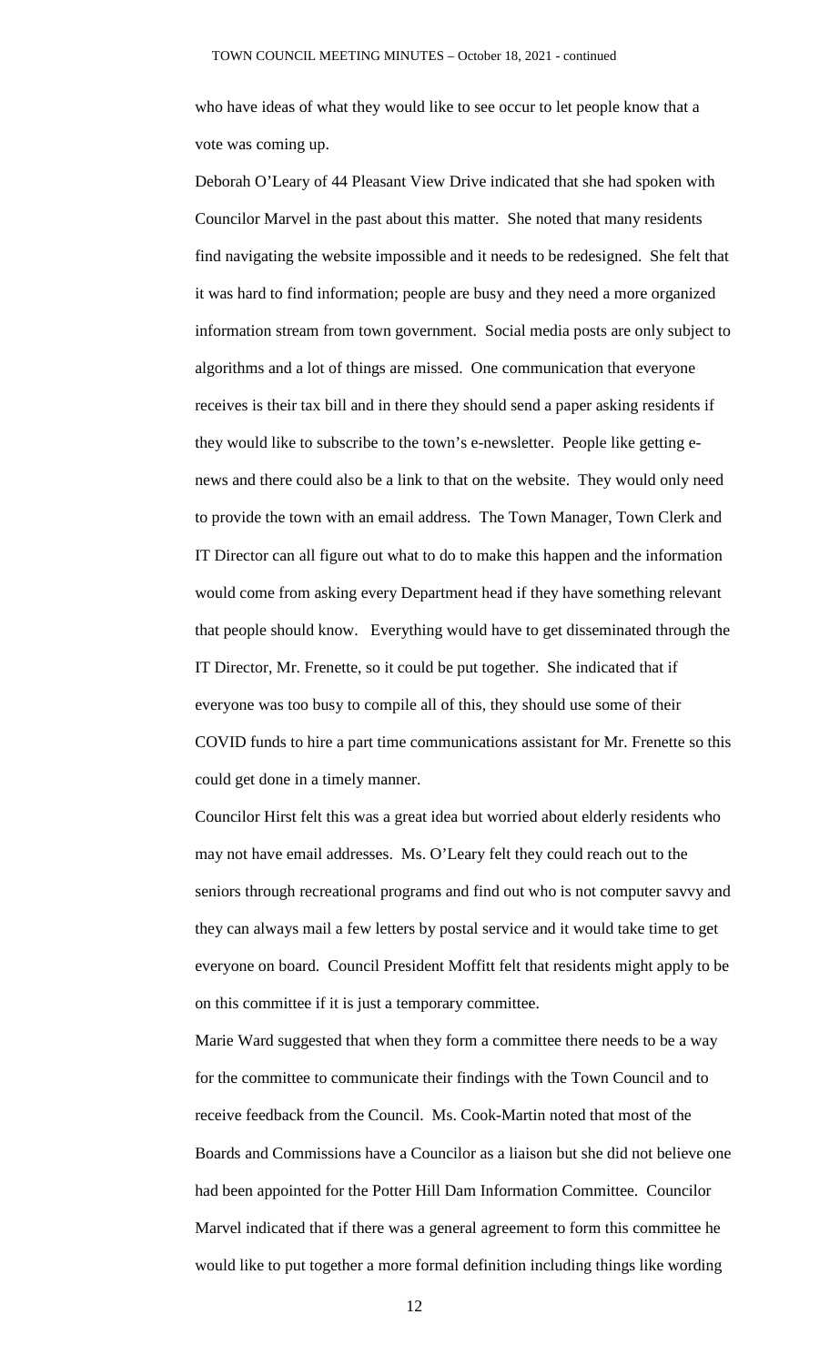who have ideas of what they would like to see occur to let people know that a vote was coming up.

Deborah O'Leary of 44 Pleasant View Drive indicated that she had spoken with Councilor Marvel in the past about this matter. She noted that many residents find navigating the website impossible and it needs to be redesigned. She felt that it was hard to find information; people are busy and they need a more organized information stream from town government. Social media posts are only subject to algorithms and a lot of things are missed. One communication that everyone receives is their tax bill and in there they should send a paper asking residents if they would like to subscribe to the town's e-newsletter. People like getting e-news and there could also be a link to that on the website. They would only need to provide the town with an email address. The Town Manager, Town Clerk and IT Director can all figure out what to do to make this happen and the information would come from asking every Department head if they have something relevant that people should know. Everything would have to get disseminated through the IT Director, Mr. Frenette, so it could be put together. She indicated that if everyone was too busy to compile all of this, they should use some of their COVID funds to hire a part time communications assistant for Mr. Frenette so this could get done in a timely manner.

Councilor Hirst felt this was a great idea but worried about elderly residents who may not have email addresses. Ms. O'Leary felt they could reach out to the seniors through recreational programs and find out who is not computer savvy and they can always mail a few letters by postal service and it would take time to get everyone on board. Council President Moffitt felt that residents might apply to be on this committee if it is just a temporary committee.

Marie Ward suggested that when they form a committee there needs to be a way for the committee to communicate their findings with the Town Council and to receive feedback from the Council. Ms. Cook-Martin noted that most of the Boards and Commissions have a Councilor as a liaison but she did not believe one had been appointed for the Potter Hill Dam Information Committee. Councilor Marvel indicated that if there was a general agreement to form this committee he would like to put together a more formal definition including things like wording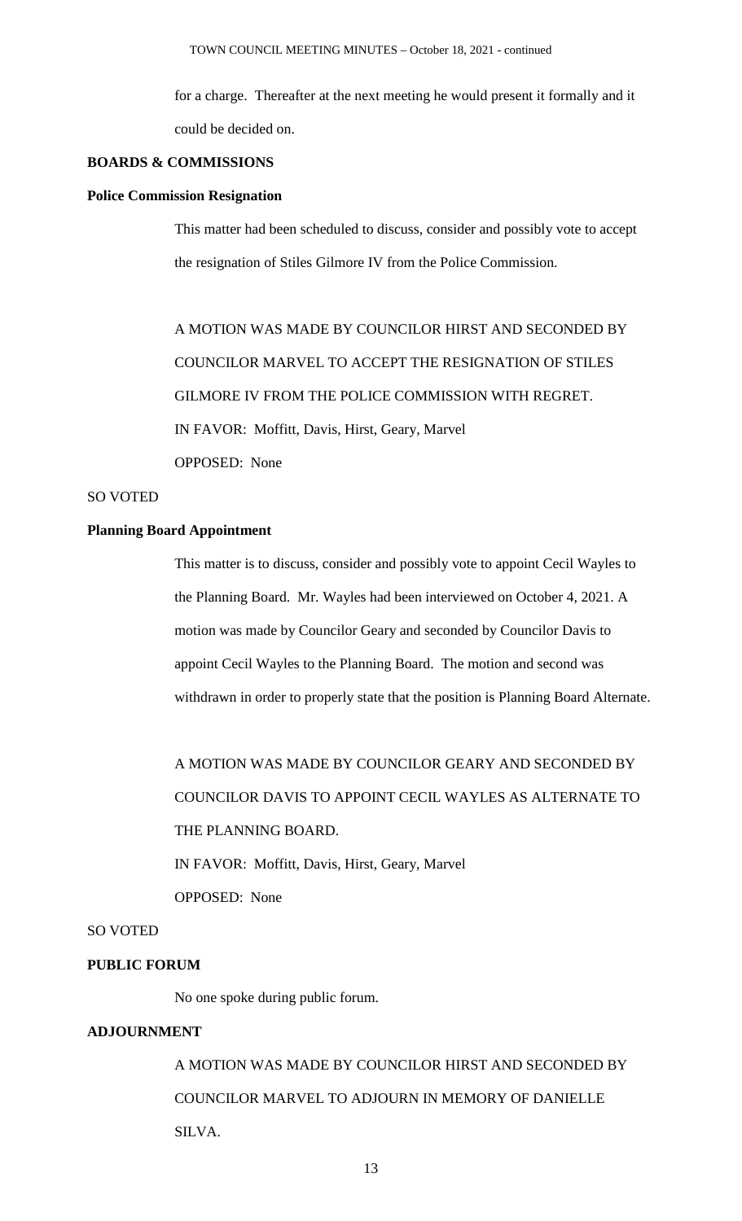for a charge. Thereafter at the next meeting he would present it formally and it could be decided on.

**BOARDS & COMMISSIONS**

**Police Commission Resignation**

This matter had been scheduled to discuss, consider and possibly vote to accept the resignation of Stiles Gilmore IV from the Police Commission.

A MOTION WAS MADE BY COUNCILOR HIRST AND SECONDED BY COUNCILOR MARVEL TO ACCEPT THE RESIGNATION OF STILES GILMORE IV FROM THE POLICE COMMISSION WITH REGRET.

IN FAVOR: Moffitt, Davis, Hirst, Geary, Marvel

OPPOSED: None

SO VOTED

**Planning Board Appointment**

This matter is to discuss, consider and possibly vote to appoint Cecil Wayles to the Planning Board. Mr. Wayles had been interviewed on October 4, 2021. A motion was made by Councilor Geary and seconded by Councilor Davis to appoint Cecil Wayles to the Planning Board. The motion and second was withdrawn in order to properly state that the position is Planning Board Alternate.

A MOTION WAS MADE BY COUNCILOR GEARY AND SECONDED BY COUNCILOR DAVIS TO APPOINT CECIL WAYLES AS ALTERNATE TO THE PLANNING BOARD.

IN FAVOR: Moffitt, Davis, Hirst, Geary, Marvel

OPPOSED: None

SO VOTED

**PUBLIC FORUM**

No one spoke during public forum.

**ADJOURNMENT**

A MOTION WAS MADE BY COUNCILOR HIRST AND SECONDED BY COUNCILOR MARVEL TO ADJOURN IN MEMORY OF DANIELLE SILVA.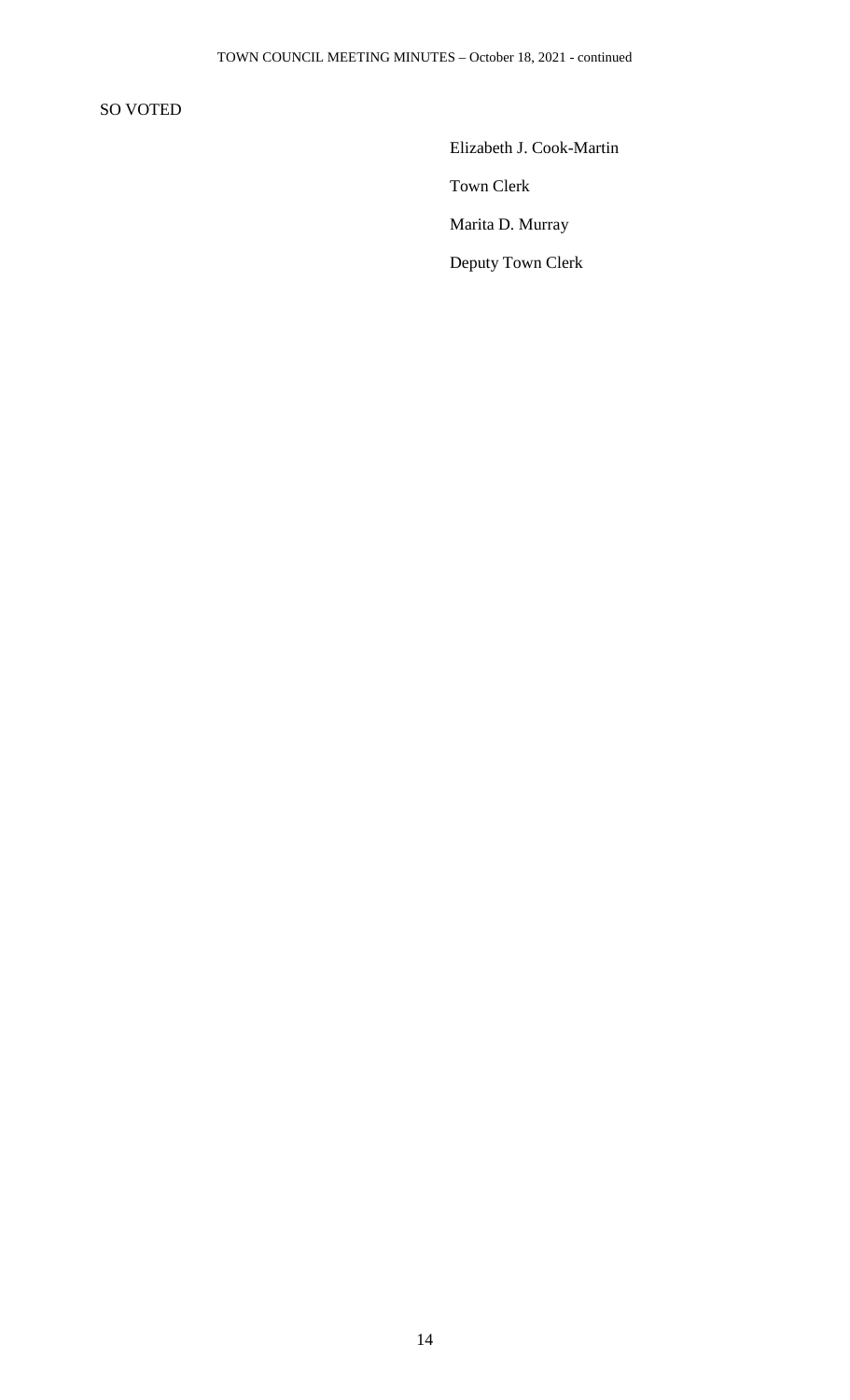SO VOTED

Elizabeth J. Cook-Martin

Town Clerk

Marita D. Murray

Deputy Town Clerk